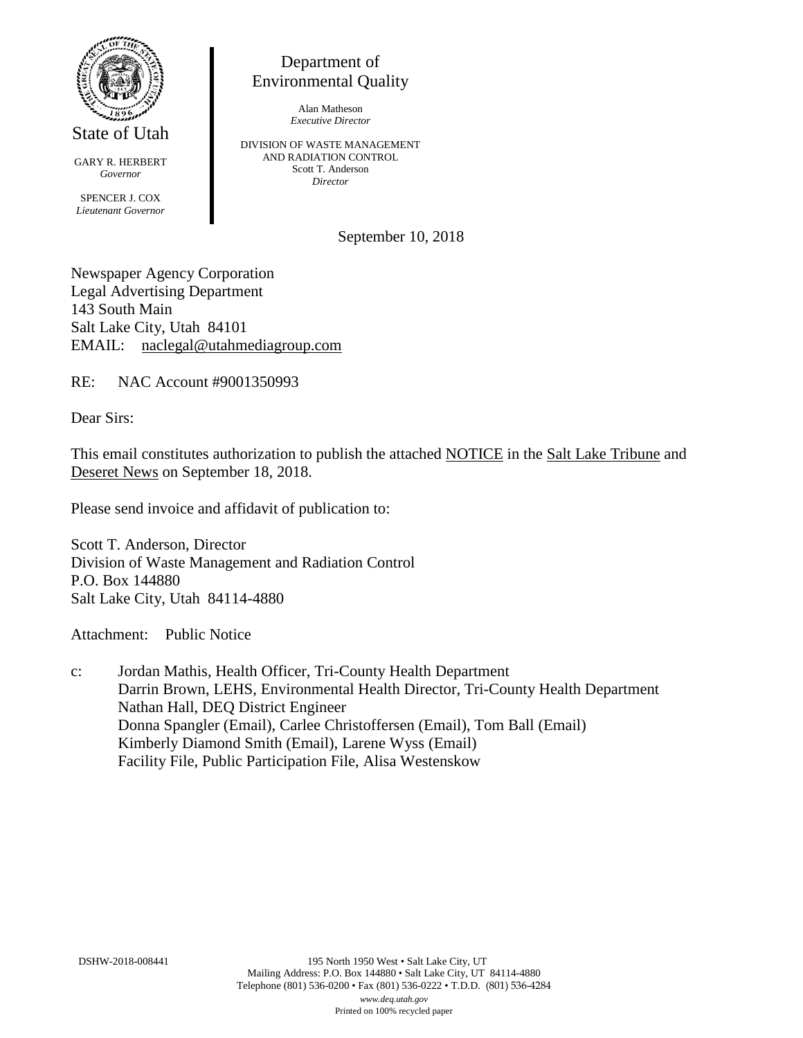State of Utah

GARY R. HERBERT
*Governor*

SPENCER J. COX
*Lieutenant Governor*

Department of
Environmental Quality

Alan Matheson
*Executive Director*

DIVISION OF WASTE MANAGEMENT
AND RADIATION CONTROL
Scott T. Anderson
*Director*

September 10, 2018

Newspaper Agency Corporation
Legal Advertising Department
143 South Main
Salt Lake City, Utah 84101
EMAIL: naclegal@utahmediagroup.com

RE: NAC Account #9001350993

Dear Sirs:

This email constitutes authorization to publish the attached NOTICE in the Salt Lake Tribune and Deseret News on September 18, 2018.

Please send invoice and affidavit of publication to:

Scott T. Anderson, Director
Division of Waste Management and Radiation Control
P.O. Box 144880
Salt Lake City, Utah 84114-4880

Attachment: Public Notice

c: Jordan Mathis, Health Officer, Tri-County Health Department
Darrin Brown, LEHS, Environmental Health Director, Tri-County Health Department
Nathan Hall, DEQ District Engineer
Donna Spangler (Email), Carlee Christoffersen (Email), Tom Ball (Email)
Kimberly Diamond Smith (Email), Larene Wyss (Email)
Facility File, Public Participation File, Alisa Westenskow

DSHW-2018-008441

195 North 1950 West • Salt Lake City, UT
Mailing Address: P.O. Box 144880 • Salt Lake City, UT 84114-4880
Telephone (801) 536-0200 • Fax (801) 536-0222 • T.D.D. (801) 536-4284
*www.deq.utah.gov*
Printed on 100% recycled paper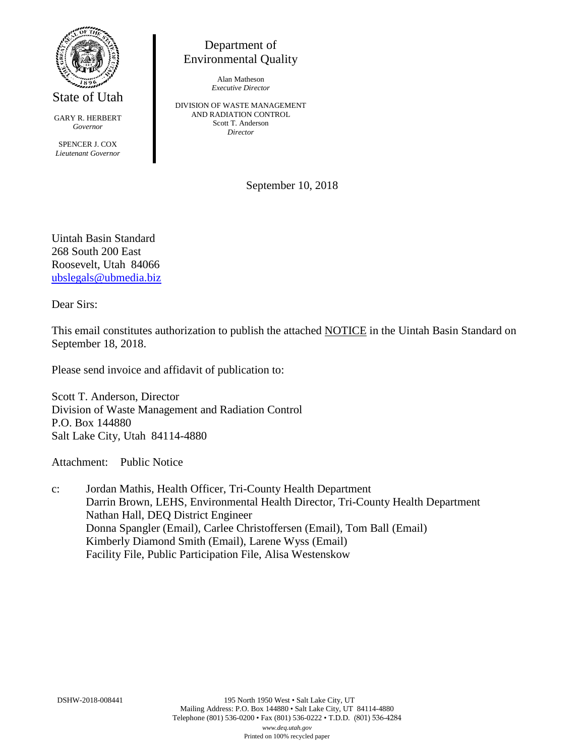State of Utah

GARY R. HERBERT
*Governor*

SPENCER J. COX
*Lieutenant Governor*

Department of
Environmental Quality

Alan Matheson
*Executive Director*

DIVISION OF WASTE MANAGEMENT
AND RADIATION CONTROL
Scott T. Anderson
*Director*

September 10, 2018

Uintah Basin Standard
268 South 200 East
Roosevelt, Utah 84066
ubslegals@ubmedia.biz

Dear Sirs:

This email constitutes authorization to publish the attached NOTICE in the Uintah Basin Standard on September 18, 2018.

Please send invoice and affidavit of publication to:

Scott T. Anderson, Director
Division of Waste Management and Radiation Control
P.O. Box 144880
Salt Lake City, Utah 84114-4880

Attachment: Public Notice

c: Jordan Mathis, Health Officer, Tri-County Health Department
Darrin Brown, LEHS, Environmental Health Director, Tri-County Health Department
Nathan Hall, DEQ District Engineer
Donna Spangler (Email), Carlee Christoffersen (Email), Tom Ball (Email)
Kimberly Diamond Smith (Email), Larene Wyss (Email)
Facility File, Public Participation File, Alisa Westenskow

DSHW-2018-008441

195 North 1950 West • Salt Lake City, UT
Mailing Address: P.O. Box 144880 • Salt Lake City, UT 84114-4880
Telephone (801) 536-0200 • Fax (801) 536-0222 • T.D.D. (801) 536-4284
*www.deq.utah.gov*
Printed on 100% recycled paper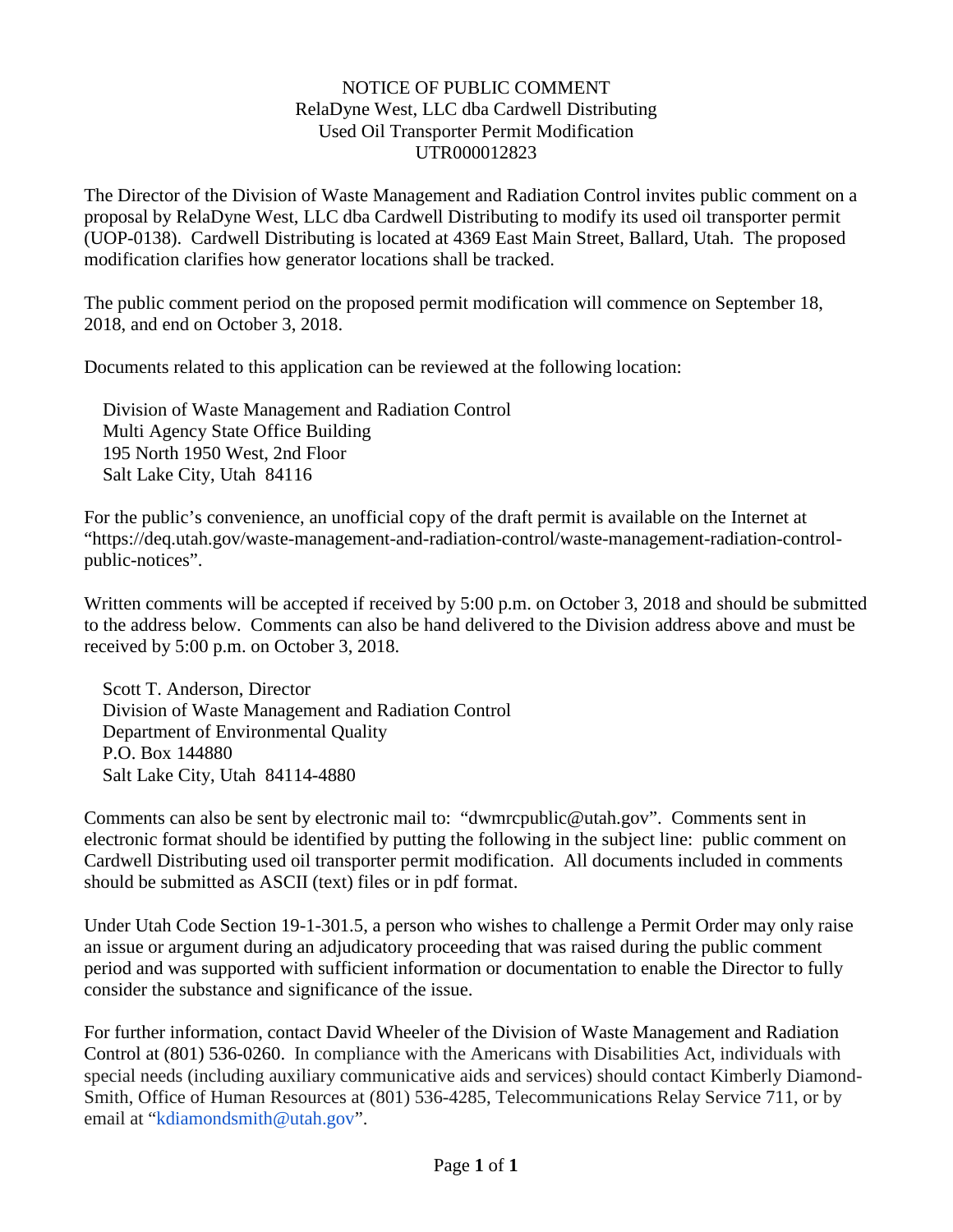# NOTICE OF PUBLIC COMMENT
## RelaDyne West, LLC dba Cardwell Distributing
## Used Oil Transporter Permit Modification
## UTR000012823

The Director of the Division of Waste Management and Radiation Control invites public comment on a proposal by RelaDyne West, LLC dba Cardwell Distributing to modify its used oil transporter permit (UOP-0138). Cardwell Distributing is located at 4369 East Main Street, Ballard, Utah. The proposed modification clarifies how generator locations shall be tracked.

The public comment period on the proposed permit modification will commence on September 18, 2018, and end on October 3, 2018.

Documents related to this application can be reviewed at the following location:

Division of Waste Management and Radiation Control
Multi Agency State Office Building
195 North 1950 West, 2nd Floor
Salt Lake City, Utah 84116

For the public's convenience, an unofficial copy of the draft permit is available on the Internet at "https://deq.utah.gov/waste-management-and-radiation-control/waste-management-radiation-control-public-notices".

Written comments will be accepted if received by 5:00 p.m. on October 3, 2018 and should be submitted to the address below. Comments can also be hand delivered to the Division address above and must be received by 5:00 p.m. on October 3, 2018.

Scott T. Anderson, Director
Division of Waste Management and Radiation Control
Department of Environmental Quality
P.O. Box 144880
Salt Lake City, Utah 84114-4880

Comments can also be sent by electronic mail to: "dwmrcpublic@utah.gov". Comments sent in electronic format should be identified by putting the following in the subject line: public comment on Cardwell Distributing used oil transporter permit modification. All documents included in comments should be submitted as ASCII (text) files or in pdf format.

Under Utah Code Section 19-1-301.5, a person who wishes to challenge a Permit Order may only raise an issue or argument during an adjudicatory proceeding that was raised during the public comment period and was supported with sufficient information or documentation to enable the Director to fully consider the substance and significance of the issue.

For further information, contact David Wheeler of the Division of Waste Management and Radiation Control at (801) 536-0260. In compliance with the Americans with Disabilities Act, individuals with special needs (including auxiliary communicative aids and services) should contact Kimberly Diamond-Smith, Office of Human Resources at (801) 536-4285, Telecommunications Relay Service 711, or by email at "kdiamondsmith@utah.gov".